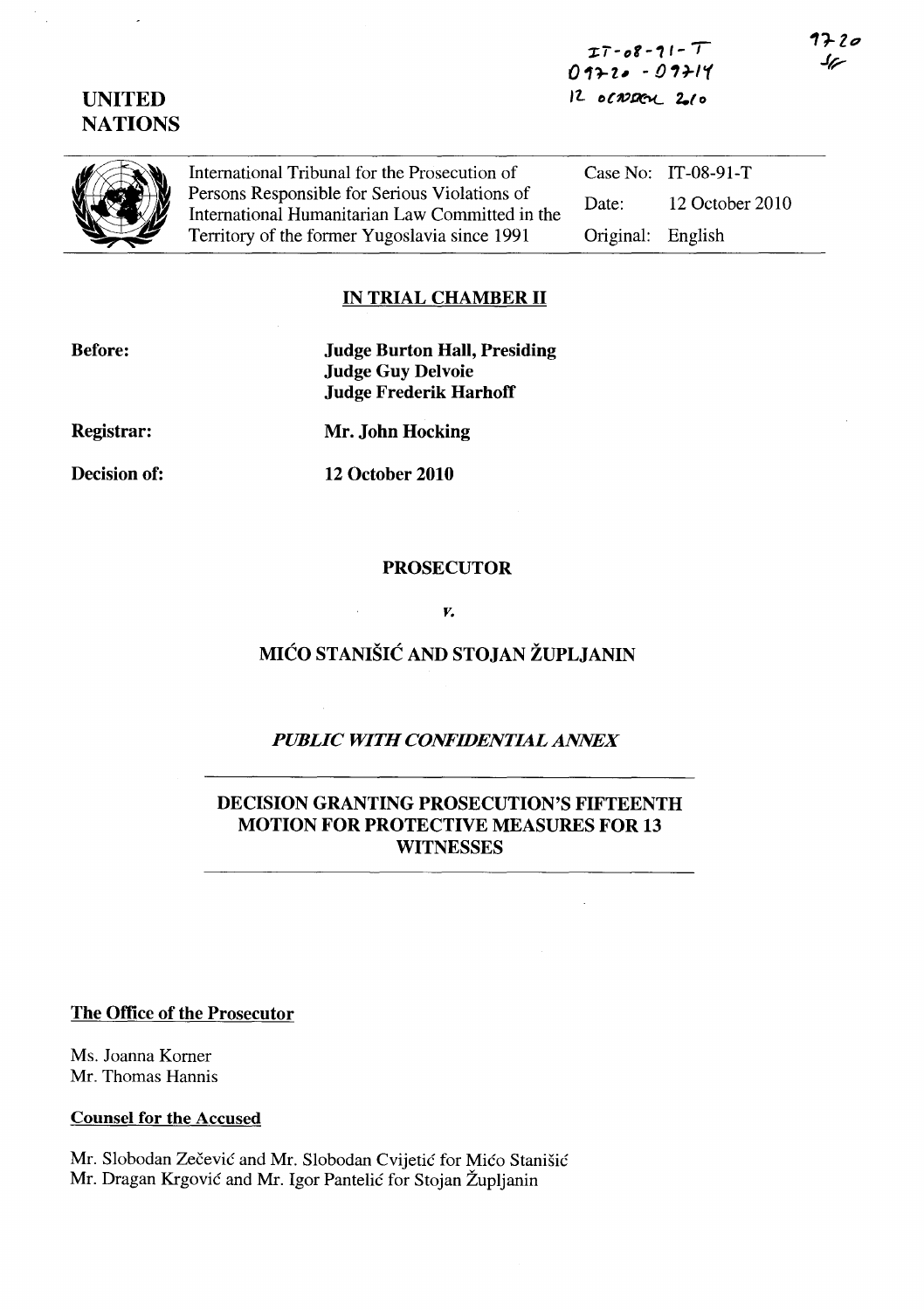IT-08-91-T
09720 - 09714
12 OCTOBER 2010

9720
SF

**UNITED NATIONS**

International Tribunal for the Prosecution of Persons Responsible for Serious Violations of International Humanitarian Law Committed in the Territory of the former Yugoslavia since 1991

Case No: IT-08-91-T
Date: 12 October 2010
Original: English

## IN TRIAL CHAMBER II

**Before:**
**Judge Burton Hall, Presiding**
**Judge Guy Delvoie**
**Judge Frederik Harhoff**

**Registrar:**
**Mr. John Hocking**

**Decision of:**
**12 October 2010**

## PROSECUTOR

*v.*

## MIĆO STANIŠIĆ AND STOJAN ŽUPLJANIN

### *PUBLIC WITH CONFIDENTIAL ANNEX*

## DECISION GRANTING PROSECUTION'S FIFTEENTH MOTION FOR PROTECTIVE MEASURES FOR 13 WITNESSES

**The Office of the Prosecutor**

Ms. Joanna Korner
Mr. Thomas Hannis

**Counsel for the Accused**

Mr. Slobodan Zečević and Mr. Slobodan Cvijetić for Mićo Stanišić
Mr. Dragan Krgović and Mr. Igor Pantelić for Stojan Župljanin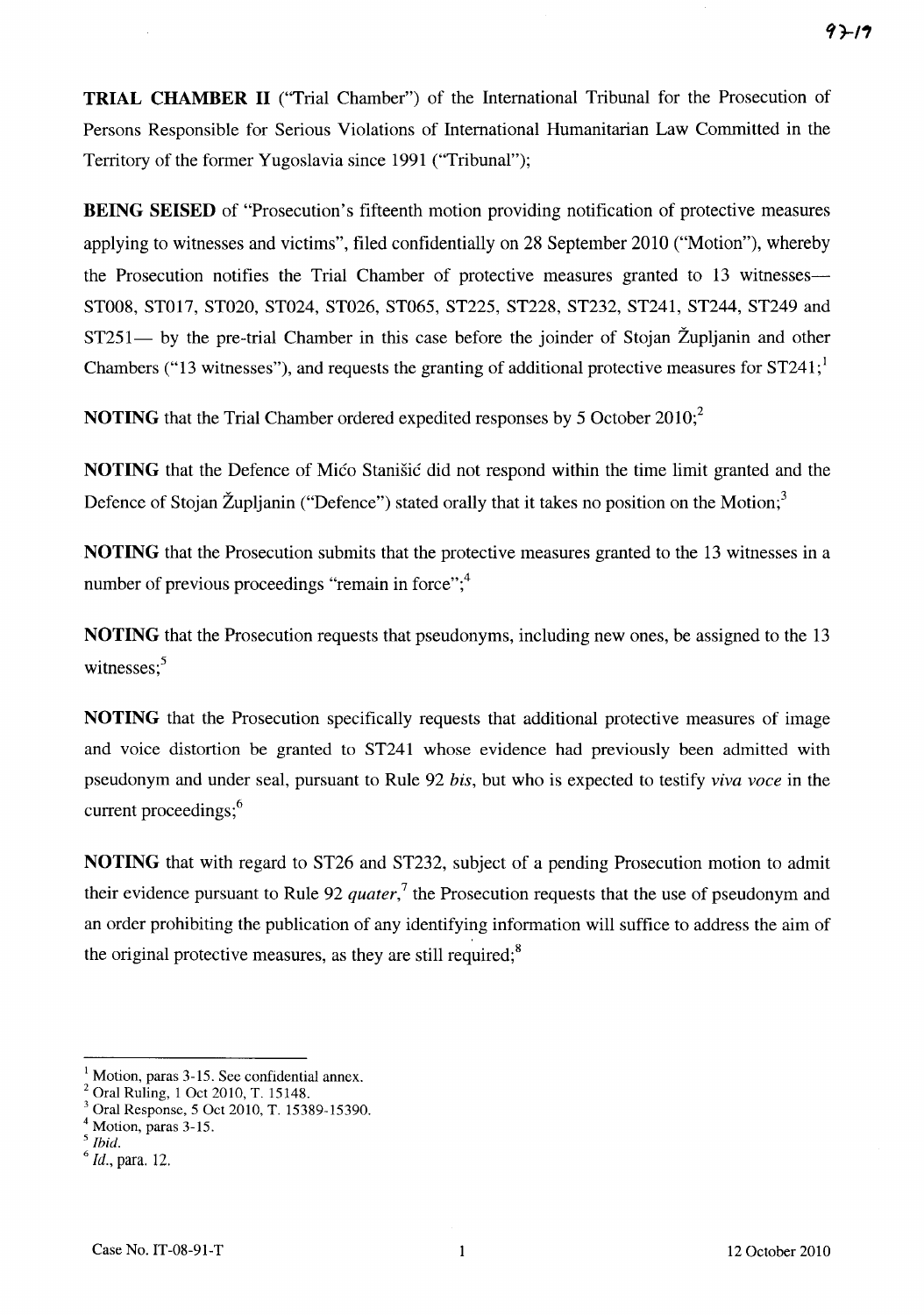**TRIAL CHAMBER II** ("Trial Chamber") of the International Tribunal for the Prosecution of Persons Responsible for Serious Violations of International Humanitarian Law Committed in the Territory of the former Yugoslavia since 1991 ("Tribunal");

**BEING SEISED** of "Prosecution's fifteenth motion providing notification of protective measures applying to witnesses and victims", filed confidentially on 28 September 2010 ("Motion"), whereby the Prosecution notifies the Trial Chamber of protective measures granted to 13 witnesses— ST008, ST017, ST020, ST024, ST026, ST065, ST225, ST228, ST232, ST241, ST244, ST249 and ST251— by the pre-trial Chamber in this case before the joinder of Stojan Župljanin and other Chambers ("13 witnesses"), and requests the granting of additional protective measures for ST241;[1]

**NOTING** that the Trial Chamber ordered expedited responses by 5 October 2010;[2]

**NOTING** that the Defence of Mićo Stanišić did not respond within the time limit granted and the Defence of Stojan Župljanin ("Defence") stated orally that it takes no position on the Motion;[3]

**NOTING** that the Prosecution submits that the protective measures granted to the 13 witnesses in a number of previous proceedings "remain in force";[4]

**NOTING** that the Prosecution requests that pseudonyms, including new ones, be assigned to the 13 witnesses;[5]

**NOTING** that the Prosecution specifically requests that additional protective measures of image and voice distortion be granted to ST241 whose evidence had previously been admitted with pseudonym and under seal, pursuant to Rule 92 *bis*, but who is expected to testify *viva voce* in the current proceedings;[6]

**NOTING** that with regard to ST26 and ST232, subject of a pending Prosecution motion to admit their evidence pursuant to Rule 92 *quater*,[7] the Prosecution requests that the use of pseudonym and an order prohibiting the publication of any identifying information will suffice to address the aim of the original protective measures, as they are still required;[8]

---

[1] Motion, paras 3-15. See confidential annex.

[2] Oral Ruling, 1 Oct 2010, T. 15148.

[3] Oral Response, 5 Oct 2010, T. 15389-15390.

[4] Motion, paras 3-15.

[5] *Ibid.*

[6] *Id.*, para. 12.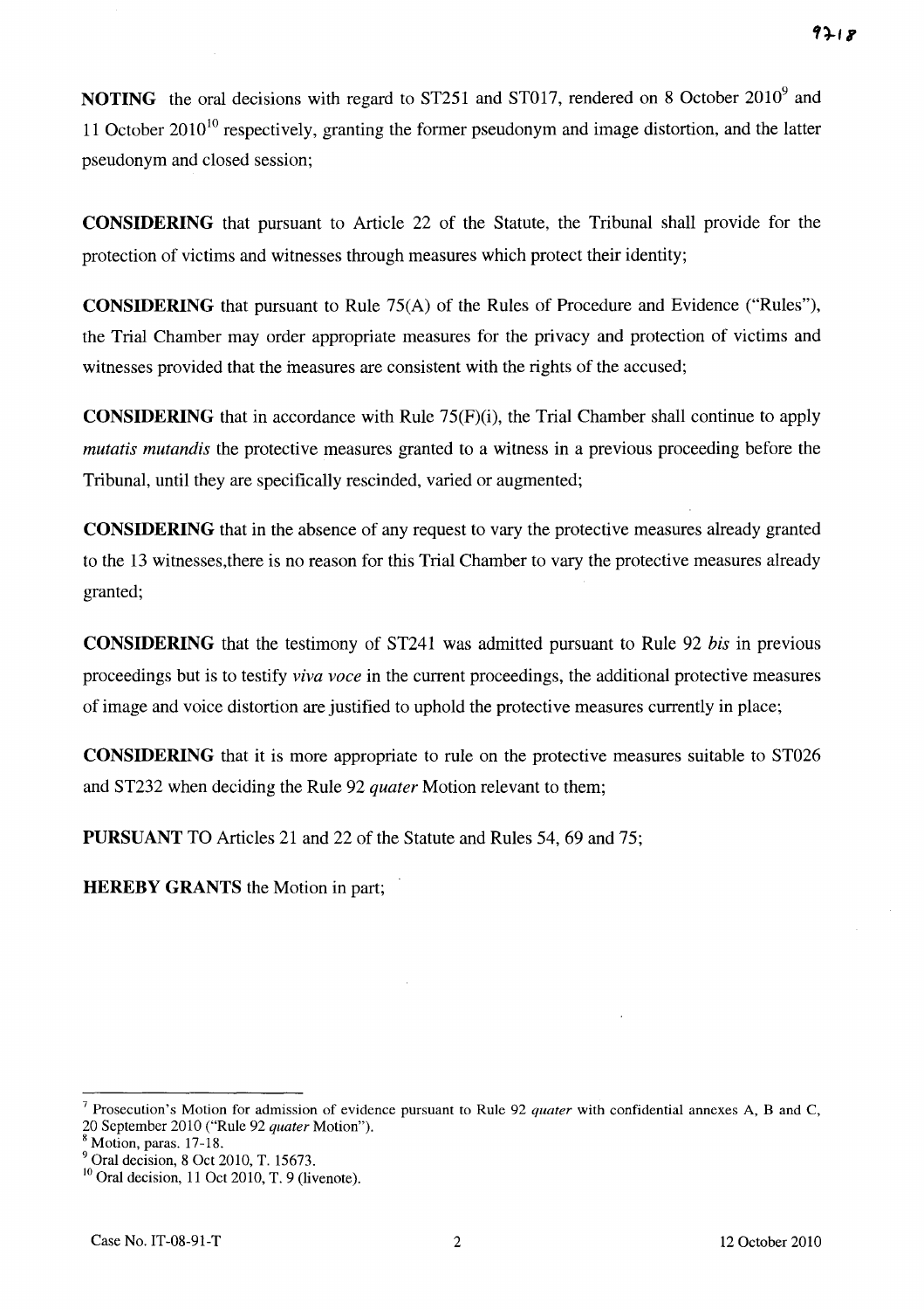**NOTING** the oral decisions with regard to ST251 and ST017, rendered on 8 October 2010[9] and 11 October 2010[10] respectively, granting the former pseudonym and image distortion, and the latter pseudonym and closed session;

**CONSIDERING** that pursuant to Article 22 of the Statute, the Tribunal shall provide for the protection of victims and witnesses through measures which protect their identity;

**CONSIDERING** that pursuant to Rule 75(A) of the Rules of Procedure and Evidence ("Rules"), the Trial Chamber may order appropriate measures for the privacy and protection of victims and witnesses provided that the measures are consistent with the rights of the accused;

**CONSIDERING** that in accordance with Rule 75(F)(i), the Trial Chamber shall continue to apply *mutatis mutandis* the protective measures granted to a witness in a previous proceeding before the Tribunal, until they are specifically rescinded, varied or augmented;

**CONSIDERING** that in the absence of any request to vary the protective measures already granted to the 13 witnesses,there is no reason for this Trial Chamber to vary the protective measures already granted;

**CONSIDERING** that the testimony of ST241 was admitted pursuant to Rule 92 *bis* in previous proceedings but is to testify *viva voce* in the current proceedings, the additional protective measures of image and voice distortion are justified to uphold the protective measures currently in place;

**CONSIDERING** that it is more appropriate to rule on the protective measures suitable to ST026 and ST232 when deciding the Rule 92 *quater* Motion relevant to them;

**PURSUANT** TO Articles 21 and 22 of the Statute and Rules 54, 69 and 75;

**HEREBY GRANTS** the Motion in part;

---

[7] Prosecution's Motion for admission of evidence pursuant to Rule 92 *quater* with confidential annexes A, B and C, 20 September 2010 ("Rule 92 *quater* Motion").

[8] Motion, paras. 17-18.

[9] Oral decision, 8 Oct 2010, T. 15673.

[10] Oral decision, 11 Oct 2010, T. 9 (livenote).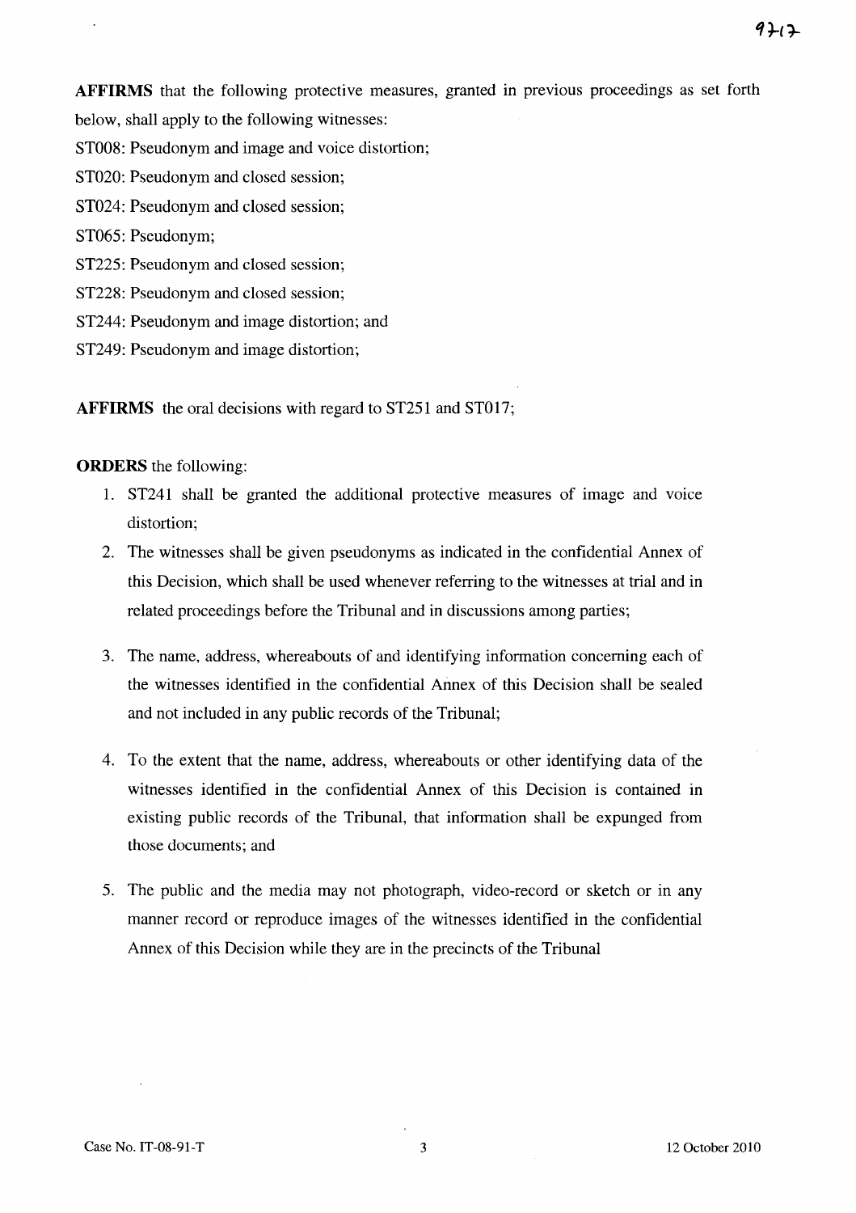**AFFIRMS** that the following protective measures, granted in previous proceedings as set forth below, shall apply to the following witnesses:

ST008: Pseudonym and image and voice distortion;

ST020: Pseudonym and closed session;

ST024: Pseudonym and closed session;

ST065: Pseudonym;

ST225: Pseudonym and closed session;

ST228: Pseudonym and closed session;

ST244: Pseudonym and image distortion; and

ST249: Pseudonym and image distortion;

**AFFIRMS** the oral decisions with regard to ST251 and ST017;

**ORDERS** the following:

1. ST241 shall be granted the additional protective measures of image and voice distortion;
2. The witnesses shall be given pseudonyms as indicated in the confidential Annex of this Decision, which shall be used whenever referring to the witnesses at trial and in related proceedings before the Tribunal and in discussions among parties;
3. The name, address, whereabouts of and identifying information concerning each of the witnesses identified in the confidential Annex of this Decision shall be sealed and not included in any public records of the Tribunal;
4. To the extent that the name, address, whereabouts or other identifying data of the witnesses identified in the confidential Annex of this Decision is contained in existing public records of the Tribunal, that information shall be expunged from those documents; and
5. The public and the media may not photograph, video-record or sketch or in any manner record or reproduce images of the witnesses identified in the confidential Annex of this Decision while they are in the precincts of the Tribunal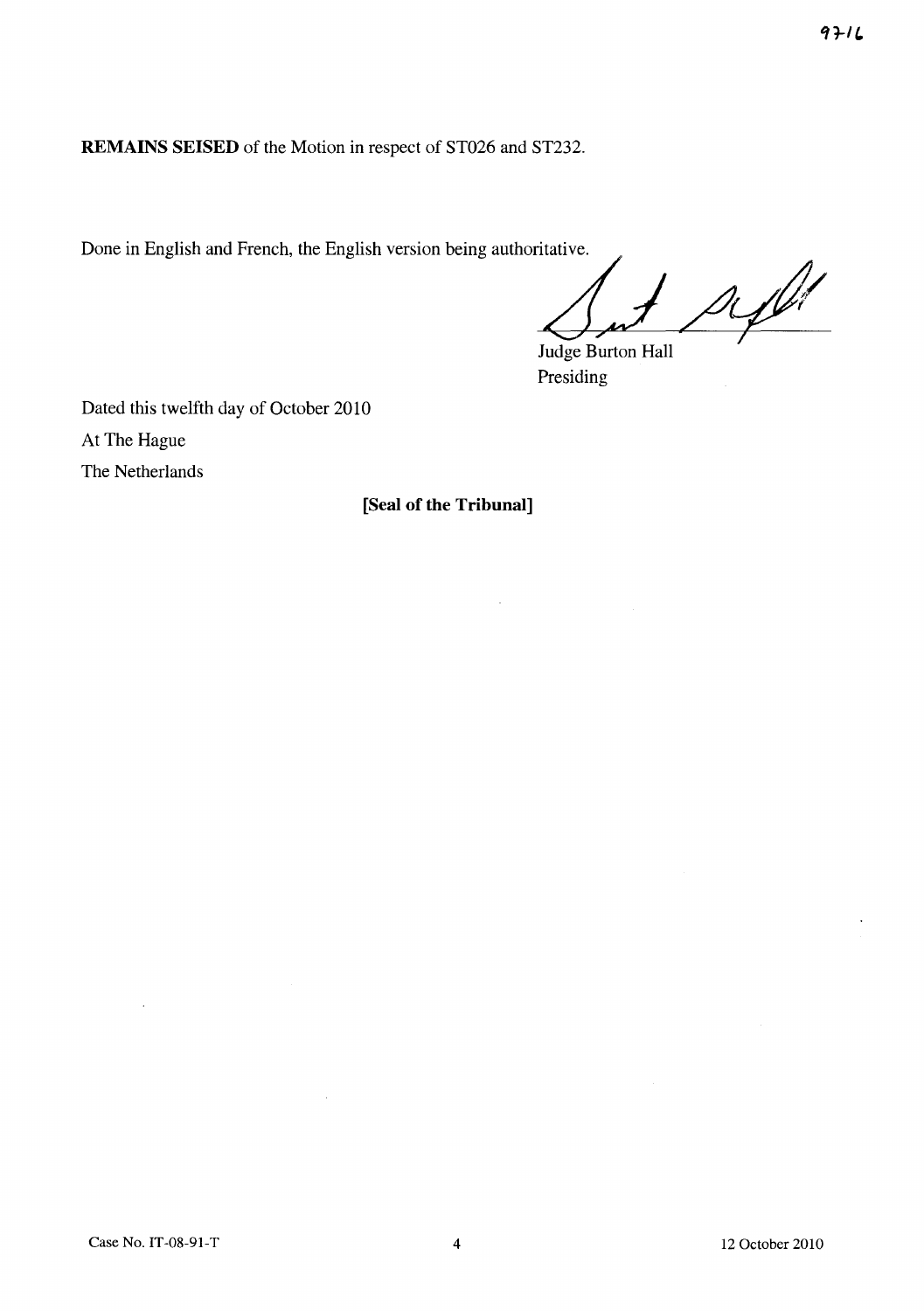**REMAINS SEISED** of the Motion in respect of ST026 and ST232.

Done in English and French, the English version being authoritative.

Judge Burton Hall
Presiding

Dated this twelfth day of October 2010

At The Hague

The Netherlands

**[Seal of the Tribunal]**